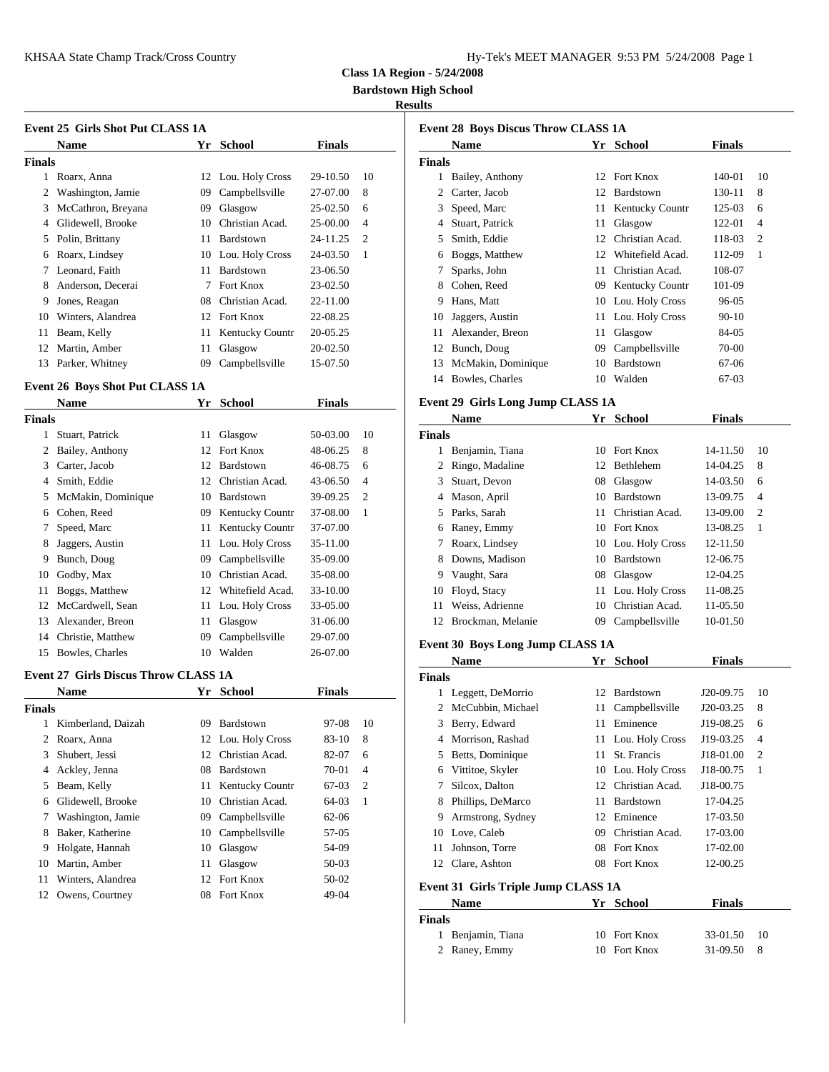**Class 1A Region - 5/24/2008**

**Bardstown High School**

**Results**

### Event 25 Girls Shot Put CLASS 1A

| | Name | Yr | School | Finals | |
|---|---|---|---|---|---|
| **Finals** | | | | | |
| 1 | Roarx, Anna | 12 | Lou. Holy Cross | 29-10.50 | 10 |
| 2 | Washington, Jamie | 09 | Campbellsville | 27-07.00 | 8 |
| 3 | McCathron, Breyana | 09 | Glasgow | 25-02.50 | 6 |
| 4 | Glidewell, Brooke | 10 | Christian Acad. | 25-00.00 | 4 |
| 5 | Polin, Brittany | 11 | Bardstown | 24-11.25 | 2 |
| 6 | Roarx, Lindsey | 10 | Lou. Holy Cross | 24-03.50 | 1 |
| 7 | Leonard, Faith | 11 | Bardstown | 23-06.50 | |
| 8 | Anderson, Decerai | 7 | Fort Knox | 23-02.50 | |
| 9 | Jones, Reagan | 08 | Christian Acad. | 22-11.00 | |
| 10 | Winters, Alandrea | 12 | Fort Knox | 22-08.25 | |
| 11 | Beam, Kelly | 11 | Kentucky Countr | 20-05.25 | |
| 12 | Martin, Amber | 11 | Glasgow | 20-02.50 | |
| 13 | Parker, Whitney | 09 | Campbellsville | 15-07.50 | |

### Event 26 Boys Shot Put CLASS 1A

| | Name | Yr | School | Finals | |
|---|---|---|---|---|---|
| **Finals** | | | | | |
| 1 | Stuart, Patrick | 11 | Glasgow | 50-03.00 | 10 |
| 2 | Bailey, Anthony | 12 | Fort Knox | 48-06.25 | 8 |
| 3 | Carter, Jacob | 12 | Bardstown | 46-08.75 | 6 |
| 4 | Smith, Eddie | 12 | Christian Acad. | 43-06.50 | 4 |
| 5 | McMakin, Dominique | 10 | Bardstown | 39-09.25 | 2 |
| 6 | Cohen, Reed | 09 | Kentucky Countr | 37-08.00 | 1 |
| 7 | Speed, Marc | 11 | Kentucky Countr | 37-07.00 | |
| 8 | Jaggers, Austin | 11 | Lou. Holy Cross | 35-11.00 | |
| 9 | Bunch, Doug | 09 | Campbellsville | 35-09.00 | |
| 10 | Godby, Max | 10 | Christian Acad. | 35-08.00 | |
| 11 | Boggs, Matthew | 12 | Whitefield Acad. | 33-10.00 | |
| 12 | McCardwell, Sean | 11 | Lou. Holy Cross | 33-05.00 | |
| 13 | Alexander, Breon | 11 | Glasgow | 31-06.00 | |
| 14 | Christie, Matthew | 09 | Campbellsville | 29-07.00 | |
| 15 | Bowles, Charles | 10 | Walden | 26-07.00 | |

### Event 27 Girls Discus Throw CLASS 1A

| | Name | Yr | School | Finals | |
|---|---|---|---|---|---|
| **Finals** | | | | | |
| 1 | Kimberland, Daizah | 09 | Bardstown | 97-08 | 10 |
| 2 | Roarx, Anna | 12 | Lou. Holy Cross | 83-10 | 8 |
| 3 | Shubert, Jessi | 12 | Christian Acad. | 82-07 | 6 |
| 4 | Ackley, Jenna | 08 | Bardstown | 70-01 | 4 |
| 5 | Beam, Kelly | 11 | Kentucky Countr | 67-03 | 2 |
| 6 | Glidewell, Brooke | 10 | Christian Acad. | 64-03 | 1 |
| 7 | Washington, Jamie | 09 | Campbellsville | 62-06 | |
| 8 | Baker, Katherine | 10 | Campbellsville | 57-05 | |
| 9 | Holgate, Hannah | 10 | Glasgow | 54-09 | |
| 10 | Martin, Amber | 11 | Glasgow | 50-03 | |
| 11 | Winters, Alandrea | 12 | Fort Knox | 50-02 | |
| 12 | Owens, Courtney | 08 | Fort Knox | 49-04 | |

### Event 28 Boys Discus Throw CLASS 1A

| | Name | Yr | School | Finals | |
|---|---|---|---|---|---|
| **Finals** | | | | | |
| 1 | Bailey, Anthony | 12 | Fort Knox | 140-01 | 10 |
| 2 | Carter, Jacob | 12 | Bardstown | 130-11 | 8 |
| 3 | Speed, Marc | 11 | Kentucky Countr | 125-03 | 6 |
| 4 | Stuart, Patrick | 11 | Glasgow | 122-01 | 4 |
| 5 | Smith, Eddie | 12 | Christian Acad. | 118-03 | 2 |
| 6 | Boggs, Matthew | 12 | Whitefield Acad. | 112-09 | 1 |
| 7 | Sparks, John | 11 | Christian Acad. | 108-07 | |
| 8 | Cohen, Reed | 09 | Kentucky Countr | 101-09 | |
| 9 | Hans, Matt | 10 | Lou. Holy Cross | 96-05 | |
| 10 | Jaggers, Austin | 11 | Lou. Holy Cross | 90-10 | |
| 11 | Alexander, Breon | 11 | Glasgow | 84-05 | |
| 12 | Bunch, Doug | 09 | Campbellsville | 70-00 | |
| 13 | McMakin, Dominique | 10 | Bardstown | 67-06 | |
| 14 | Bowles, Charles | 10 | Walden | 67-03 | |

### Event 29 Girls Long Jump CLASS 1A

| | Name | Yr | School | Finals | |
|---|---|---|---|---|---|
| **Finals** | | | | | |
| 1 | Benjamin, Tiana | 10 | Fort Knox | 14-11.50 | 10 |
| 2 | Ringo, Madaline | 12 | Bethlehem | 14-04.25 | 8 |
| 3 | Stuart, Devon | 08 | Glasgow | 14-03.50 | 6 |
| 4 | Mason, April | 10 | Bardstown | 13-09.75 | 4 |
| 5 | Parks, Sarah | 11 | Christian Acad. | 13-09.00 | 2 |
| 6 | Raney, Emmy | 10 | Fort Knox | 13-08.25 | 1 |
| 7 | Roarx, Lindsey | 10 | Lou. Holy Cross | 12-11.50 | |
| 8 | Downs, Madison | 10 | Bardstown | 12-06.75 | |
| 9 | Vaught, Sara | 08 | Glasgow | 12-04.25 | |
| 10 | Floyd, Stacy | 11 | Lou. Holy Cross | 11-08.25 | |
| 11 | Weiss, Adrienne | 10 | Christian Acad. | 11-05.50 | |
| 12 | Brockman, Melanie | 09 | Campbellsville | 10-01.50 | |

### Event 30 Boys Long Jump CLASS 1A

| | Name | Yr | School | Finals | |
|---|---|---|---|---|---|
| **Finals** | | | | | |
| 1 | Leggett, DeMorrio | 12 | Bardstown | J20-09.75 | 10 |
| 2 | McCubbin, Michael | 11 | Campbellsville | J20-03.25 | 8 |
| 3 | Berry, Edward | 11 | Eminence | J19-08.25 | 6 |
| 4 | Morrison, Rashad | 11 | Lou. Holy Cross | J19-03.25 | 4 |
| 5 | Betts, Dominique | 11 | St. Francis | J18-01.00 | 2 |
| 6 | Vittitoe, Skyler | 10 | Lou. Holy Cross | J18-00.75 | 1 |
| 7 | Silcox, Dalton | 12 | Christian Acad. | J18-00.75 | |
| 8 | Phillips, DeMarco | 11 | Bardstown | 17-04.25 | |
| 9 | Armstrong, Sydney | 12 | Eminence | 17-03.50 | |
| 10 | Love, Caleb | 09 | Christian Acad. | 17-03.00 | |
| 11 | Johnson, Torre | 08 | Fort Knox | 17-02.00 | |
| 12 | Clare, Ashton | 08 | Fort Knox | 12-00.25 | |

### Event 31 Girls Triple Jump CLASS 1A

| | Name | Yr | School | Finals | |
|---|---|---|---|---|---|
| **Finals** | | | | | |
| 1 | Benjamin, Tiana | 10 | Fort Knox | 33-01.50 | 10 |
| 2 | Raney, Emmy | 10 | Fort Knox | 31-09.50 | 8 |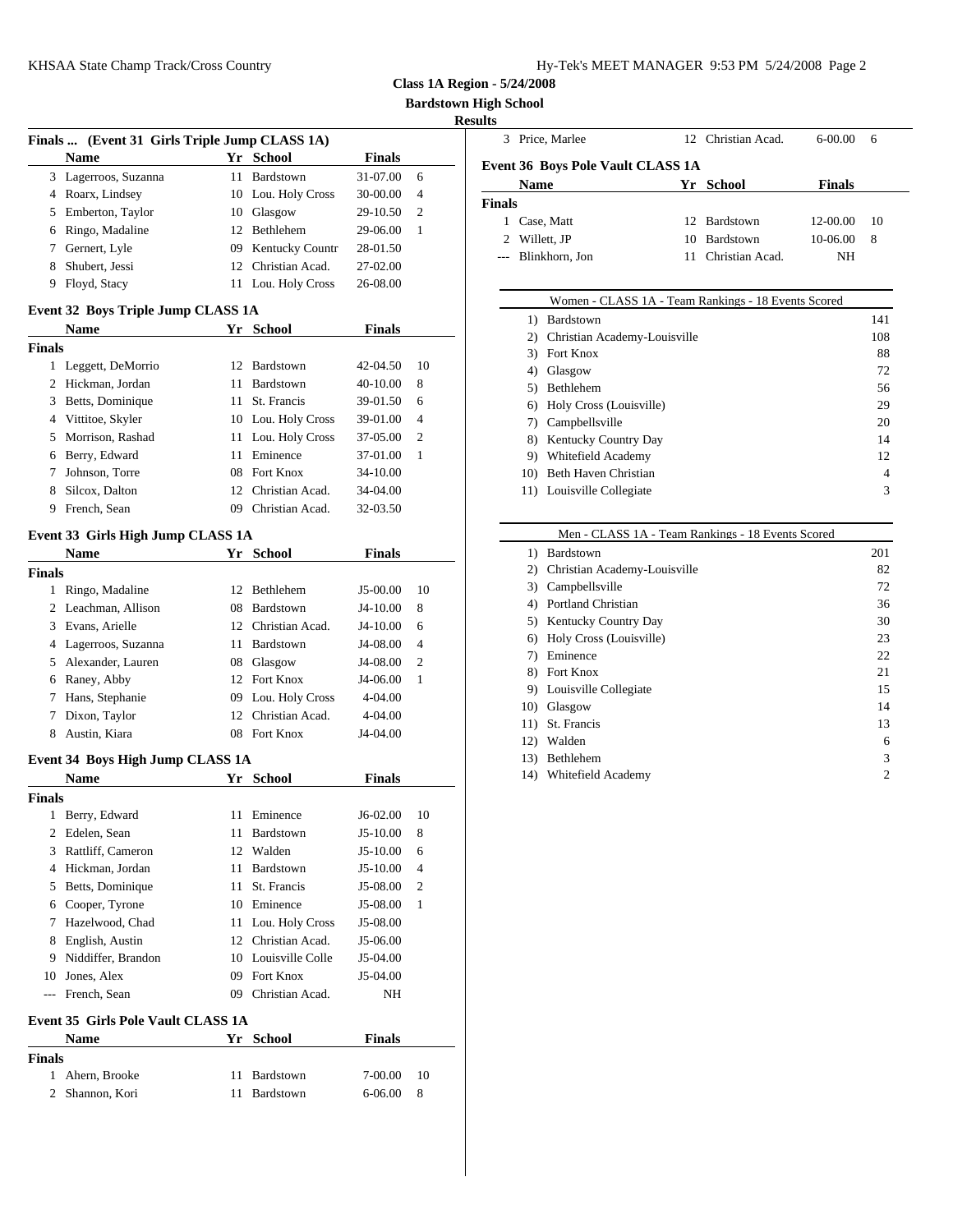**Class 1A Region - 5/24/2008**

**Bardstown High School**

**Results**

### Finals ... (Event 31 Girls Triple Jump CLASS 1A)

| | Name | Yr | School | Finals | |
|---|---|---|---|---|---|
| 3 | Lagerroos, Suzanna | 11 | Bardstown | 31-07.00 | 6 |
| 4 | Roarx, Lindsey | 10 | Lou. Holy Cross | 30-00.00 | 4 |
| 5 | Emberton, Taylor | 10 | Glasgow | 29-10.50 | 2 |
| 6 | Ringo, Madaline | 12 | Bethlehem | 29-06.00 | 1 |
| 7 | Gernert, Lyle | 09 | Kentucky Countr | 28-01.50 | |
| 8 | Shubert, Jessi | 12 | Christian Acad. | 27-02.00 | |
| 9 | Floyd, Stacy | 11 | Lou. Holy Cross | 26-08.00 | |

### Event 32 Boys Triple Jump CLASS 1A

| | Name | Yr | School | Finals | |
|---|---|---|---|---|---|
| **Finals** | | | | | |
| 1 | Leggett, DeMorrio | 12 | Bardstown | 42-04.50 | 10 |
| 2 | Hickman, Jordan | 11 | Bardstown | 40-10.00 | 8 |
| 3 | Betts, Dominique | 11 | St. Francis | 39-01.50 | 6 |
| 4 | Vittitoe, Skyler | 10 | Lou. Holy Cross | 39-01.00 | 4 |
| 5 | Morrison, Rashad | 11 | Lou. Holy Cross | 37-05.00 | 2 |
| 6 | Berry, Edward | 11 | Eminence | 37-01.00 | 1 |
| 7 | Johnson, Torre | 08 | Fort Knox | 34-10.00 | |
| 8 | Silcox, Dalton | 12 | Christian Acad. | 34-04.00 | |
| 9 | French, Sean | 09 | Christian Acad. | 32-03.50 | |

### Event 33 Girls High Jump CLASS 1A

| | Name | Yr | School | Finals | |
|---|---|---|---|---|---|
| **Finals** | | | | | |
| 1 | Ringo, Madaline | 12 | Bethlehem | J5-00.00 | 10 |
| 2 | Leachman, Allison | 08 | Bardstown | J4-10.00 | 8 |
| 3 | Evans, Arielle | 12 | Christian Acad. | J4-10.00 | 6 |
| 4 | Lagerroos, Suzanna | 11 | Bardstown | J4-08.00 | 4 |
| 5 | Alexander, Lauren | 08 | Glasgow | J4-08.00 | 2 |
| 6 | Raney, Abby | 12 | Fort Knox | J4-06.00 | 1 |
| 7 | Hans, Stephanie | 09 | Lou. Holy Cross | 4-04.00 | |
| 7 | Dixon, Taylor | 12 | Christian Acad. | 4-04.00 | |
| 8 | Austin, Kiara | 08 | Fort Knox | J4-04.00 | |

### Event 34 Boys High Jump CLASS 1A

| | Name | Yr | School | Finals | |
|---|---|---|---|---|---|
| **Finals** | | | | | |
| 1 | Berry, Edward | 11 | Eminence | J6-02.00 | 10 |
| 2 | Edelen, Sean | 11 | Bardstown | J5-10.00 | 8 |
| 3 | Rattliff, Cameron | 12 | Walden | J5-10.00 | 6 |
| 4 | Hickman, Jordan | 11 | Bardstown | J5-10.00 | 4 |
| 5 | Betts, Dominique | 11 | St. Francis | J5-08.00 | 2 |
| 6 | Cooper, Tyrone | 10 | Eminence | J5-08.00 | 1 |
| 7 | Hazelwood, Chad | 11 | Lou. Holy Cross | J5-08.00 | |
| 8 | English, Austin | 12 | Christian Acad. | J5-06.00 | |
| 9 | Niddiffer, Brandon | 10 | Louisville Colle | J5-04.00 | |
| 10 | Jones, Alex | 09 | Fort Knox | J5-04.00 | |
| --- | French, Sean | 09 | Christian Acad. | NH | |

### Event 35 Girls Pole Vault CLASS 1A

| | Name | Yr | School | Finals | |
|---|---|---|---|---|---|
| **Finals** | | | | | |
| 1 | Ahern, Brooke | 11 | Bardstown | 7-00.00 | 10 |
| 2 | Shannon, Kori | 11 | Bardstown | 6-06.00 | 8 |
| 3 | Price, Marlee | 12 | Christian Acad. | 6-00.00 | 6 |

### Event 36 Boys Pole Vault CLASS 1A

| | Name | Yr | School | Finals | |
|---|---|---|---|---|---|
| **Finals** | | | | | |
| 1 | Case, Matt | 12 | Bardstown | 12-00.00 | 10 |
| 2 | Willett, JP | 10 | Bardstown | 10-06.00 | 8 |
| --- | Blinkhorn, Jon | 11 | Christian Acad. | NH | |

### Women - CLASS 1A - Team Rankings - 18 Events Scored

| | | |
|---|---|---|
| 1) | Bardstown | 141 |
| 2) | Christian Academy-Louisville | 108 |
| 3) | Fort Knox | 88 |
| 4) | Glasgow | 72 |
| 5) | Bethlehem | 56 |
| 6) | Holy Cross (Louisville) | 29 |
| 7) | Campbellsville | 20 |
| 8) | Kentucky Country Day | 14 |
| 9) | Whitefield Academy | 12 |
| 10) | Beth Haven Christian | 4 |
| 11) | Louisville Collegiate | 3 |

### Men - CLASS 1A - Team Rankings - 18 Events Scored

| | | |
|---|---|---|
| 1) | Bardstown | 201 |
| 2) | Christian Academy-Louisville | 82 |
| 3) | Campbellsville | 72 |
| 4) | Portland Christian | 36 |
| 5) | Kentucky Country Day | 30 |
| 6) | Holy Cross (Louisville) | 23 |
| 7) | Eminence | 22 |
| 8) | Fort Knox | 21 |
| 9) | Louisville Collegiate | 15 |
| 10) | Glasgow | 14 |
| 11) | St. Francis | 13 |
| 12) | Walden | 6 |
| 13) | Bethlehem | 3 |
| 14) | Whitefield Academy | 2 |